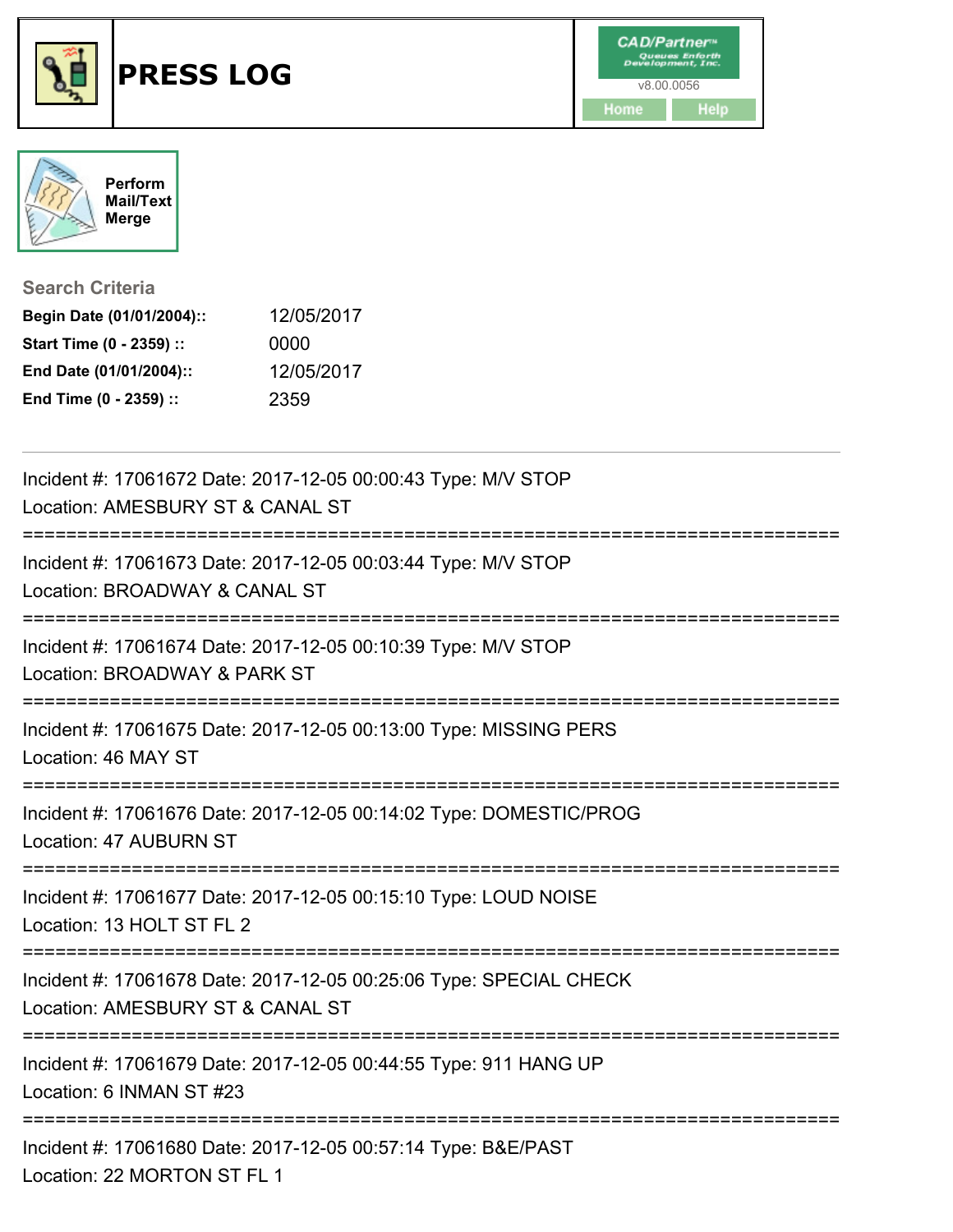# PRESS LOG

CAD/Partner™ Queues Enforth Development, Inc.
v8.00.0056

Home | Help

Perform Mail/Text Merge

**Search Criteria**

| | |
|---|---|
| **Begin Date (01/01/2004)::** | 12/05/2017 |
| **Start Time (0 - 2359) ::** | 0000 |
| **End Date (01/01/2004)::** | 12/05/2017 |
| **End Time (0 - 2359) ::** | 2359 |

---

Incident #: 17061672 Date: 2017-12-05 00:00:43 Type: M/V STOP
Location: AMESBURY ST & CANAL ST

===========================================================================

Incident #: 17061673 Date: 2017-12-05 00:03:44 Type: M/V STOP
Location: BROADWAY & CANAL ST

===========================================================================

Incident #: 17061674 Date: 2017-12-05 00:10:39 Type: M/V STOP
Location: BROADWAY & PARK ST

===========================================================================

Incident #: 17061675 Date: 2017-12-05 00:13:00 Type: MISSING PERS
Location: 46 MAY ST

===========================================================================

Incident #: 17061676 Date: 2017-12-05 00:14:02 Type: DOMESTIC/PROG
Location: 47 AUBURN ST

===========================================================================

Incident #: 17061677 Date: 2017-12-05 00:15:10 Type: LOUD NOISE
Location: 13 HOLT ST FL 2

===========================================================================

Incident #: 17061678 Date: 2017-12-05 00:25:06 Type: SPECIAL CHECK
Location: AMESBURY ST & CANAL ST

===========================================================================

Incident #: 17061679 Date: 2017-12-05 00:44:55 Type: 911 HANG UP
Location: 6 INMAN ST #23

===========================================================================

Incident #: 17061680 Date: 2017-12-05 00:57:14 Type: B&E/PAST
Location: 22 MORTON ST FL 1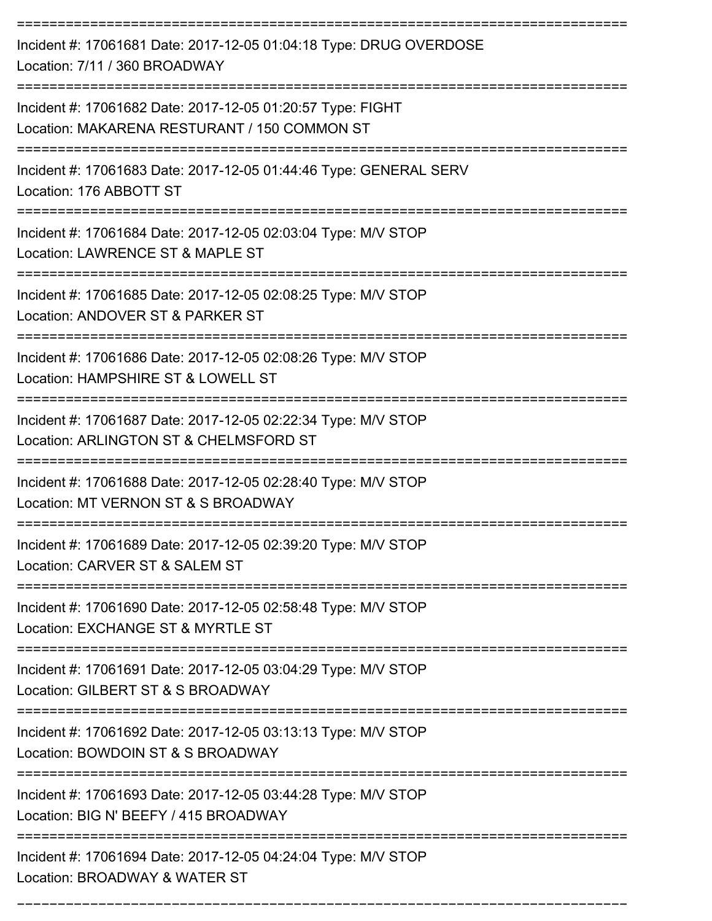===========================================================================

Incident #: 17061681 Date: 2017-12-05 01:04:18 Type: DRUG OVERDOSE
Location: 7/11 / 360 BROADWAY

===========================================================================

Incident #: 17061682 Date: 2017-12-05 01:20:57 Type: FIGHT
Location: MAKARENA RESTURANT / 150 COMMON ST

===========================================================================

Incident #: 17061683 Date: 2017-12-05 01:44:46 Type: GENERAL SERV
Location: 176 ABBOTT ST

===========================================================================

Incident #: 17061684 Date: 2017-12-05 02:03:04 Type: M/V STOP
Location: LAWRENCE ST & MAPLE ST

===========================================================================

Incident #: 17061685 Date: 2017-12-05 02:08:25 Type: M/V STOP
Location: ANDOVER ST & PARKER ST

===========================================================================

Incident #: 17061686 Date: 2017-12-05 02:08:26 Type: M/V STOP
Location: HAMPSHIRE ST & LOWELL ST

===========================================================================

Incident #: 17061687 Date: 2017-12-05 02:22:34 Type: M/V STOP
Location: ARLINGTON ST & CHELMSFORD ST

===========================================================================

Incident #: 17061688 Date: 2017-12-05 02:28:40 Type: M/V STOP
Location: MT VERNON ST & S BROADWAY

===========================================================================

Incident #: 17061689 Date: 2017-12-05 02:39:20 Type: M/V STOP
Location: CARVER ST & SALEM ST

===========================================================================

Incident #: 17061690 Date: 2017-12-05 02:58:48 Type: M/V STOP
Location: EXCHANGE ST & MYRTLE ST

===========================================================================

Incident #: 17061691 Date: 2017-12-05 03:04:29 Type: M/V STOP
Location: GILBERT ST & S BROADWAY

===========================================================================

Incident #: 17061692 Date: 2017-12-05 03:13:13 Type: M/V STOP
Location: BOWDOIN ST & S BROADWAY

===========================================================================

Incident #: 17061693 Date: 2017-12-05 03:44:28 Type: M/V STOP
Location: BIG N' BEEFY / 415 BROADWAY

===========================================================================

Incident #: 17061694 Date: 2017-12-05 04:24:04 Type: M/V STOP
Location: BROADWAY & WATER ST

===========================================================================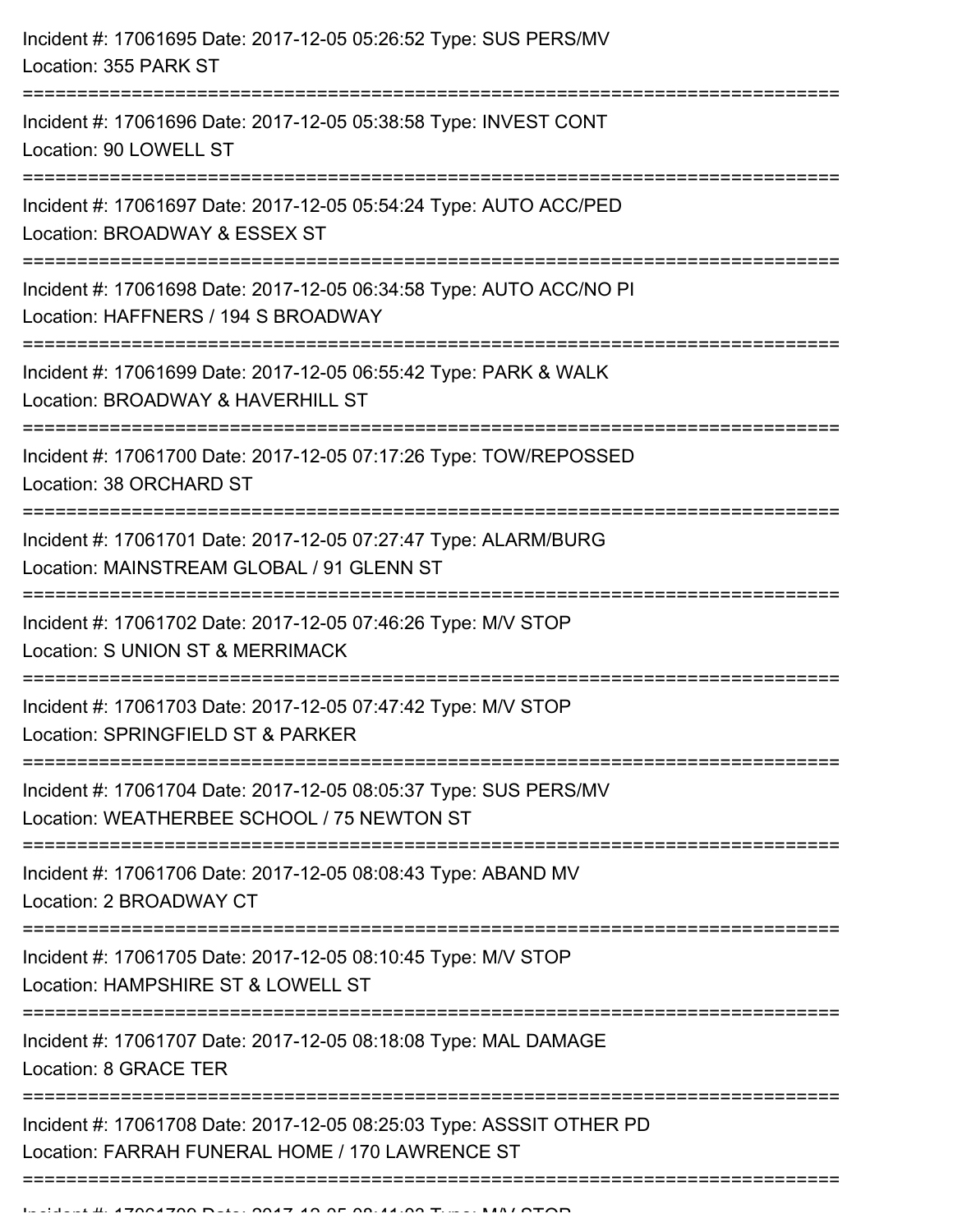Incident #: 17061695 Date: 2017-12-05 05:26:52 Type: SUS PERS/MV
Location: 355 PARK ST

===========================================================================

Incident #: 17061696 Date: 2017-12-05 05:38:58 Type: INVEST CONT
Location: 90 LOWELL ST

===========================================================================

Incident #: 17061697 Date: 2017-12-05 05:54:24 Type: AUTO ACC/PED
Location: BROADWAY & ESSEX ST

===========================================================================

Incident #: 17061698 Date: 2017-12-05 06:34:58 Type: AUTO ACC/NO PI
Location: HAFFNERS / 194 S BROADWAY

===========================================================================

Incident #: 17061699 Date: 2017-12-05 06:55:42 Type: PARK & WALK
Location: BROADWAY & HAVERHILL ST

===========================================================================

Incident #: 17061700 Date: 2017-12-05 07:17:26 Type: TOW/REPOSSED
Location: 38 ORCHARD ST

===========================================================================

Incident #: 17061701 Date: 2017-12-05 07:27:47 Type: ALARM/BURG
Location: MAINSTREAM GLOBAL / 91 GLENN ST

===========================================================================

Incident #: 17061702 Date: 2017-12-05 07:46:26 Type: M/V STOP
Location: S UNION ST & MERRIMACK

===========================================================================

Incident #: 17061703 Date: 2017-12-05 07:47:42 Type: M/V STOP
Location: SPRINGFIELD ST & PARKER

===========================================================================

Incident #: 17061704 Date: 2017-12-05 08:05:37 Type: SUS PERS/MV
Location: WEATHERBEE SCHOOL / 75 NEWTON ST

===========================================================================

Incident #: 17061706 Date: 2017-12-05 08:08:43 Type: ABAND MV
Location: 2 BROADWAY CT

===========================================================================

Incident #: 17061705 Date: 2017-12-05 08:10:45 Type: M/V STOP
Location: HAMPSHIRE ST & LOWELL ST

===========================================================================

Incident #: 17061707 Date: 2017-12-05 08:18:08 Type: MAL DAMAGE
Location: 8 GRACE TER

===========================================================================

Incident #: 17061708 Date: 2017-12-05 08:25:03 Type: ASSSIT OTHER PD
Location: FARRAH FUNERAL HOME / 170 LAWRENCE ST

===========================================================================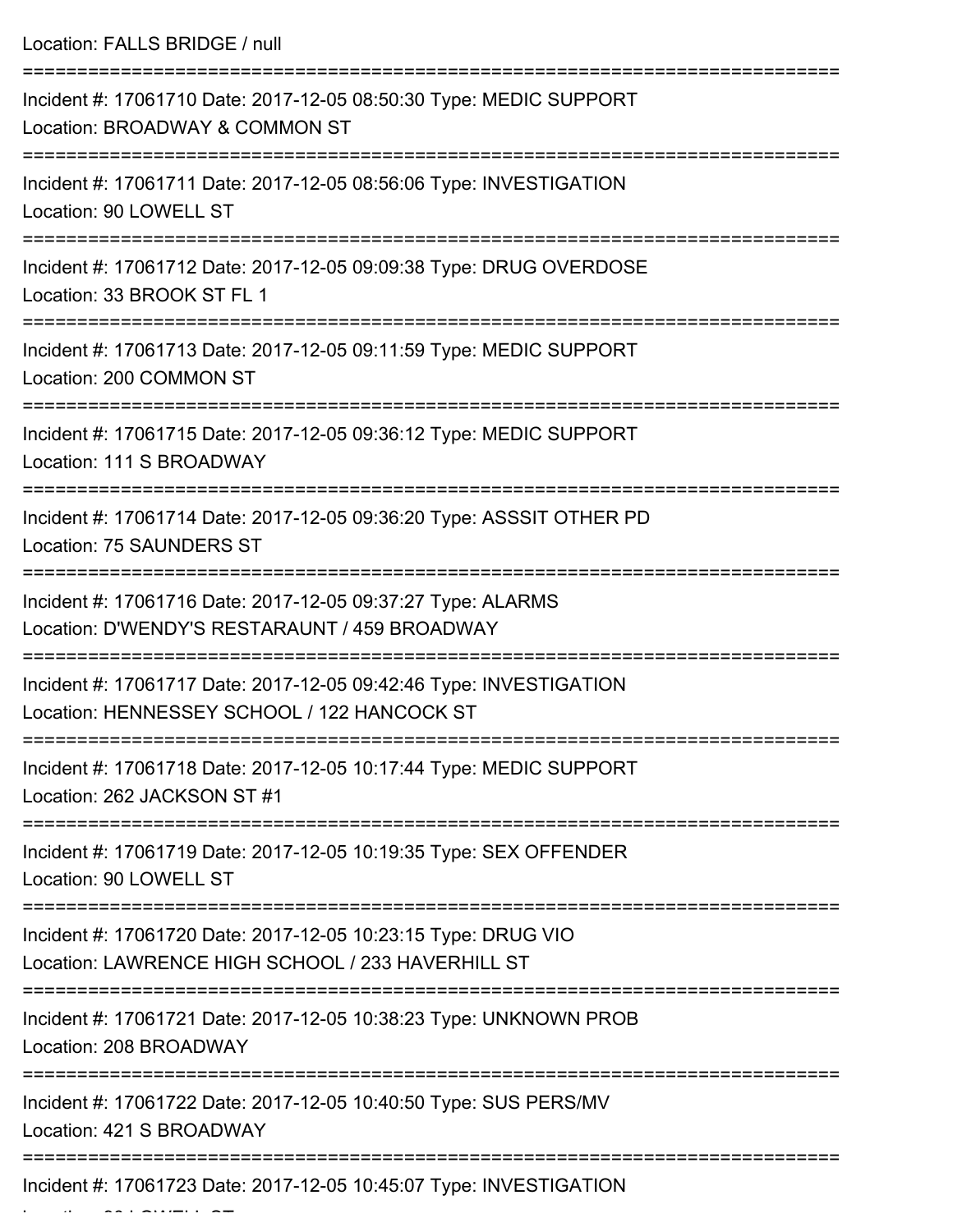Location: FALLS BRIDGE / null

===========================================================================

Incident #: 17061710 Date: 2017-12-05 08:50:30 Type: MEDIC SUPPORT
Location: BROADWAY & COMMON ST

===========================================================================

Incident #: 17061711 Date: 2017-12-05 08:56:06 Type: INVESTIGATION
Location: 90 LOWELL ST

===========================================================================

Incident #: 17061712 Date: 2017-12-05 09:09:38 Type: DRUG OVERDOSE
Location: 33 BROOK ST FL 1

===========================================================================

Incident #: 17061713 Date: 2017-12-05 09:11:59 Type: MEDIC SUPPORT
Location: 200 COMMON ST

===========================================================================

Incident #: 17061715 Date: 2017-12-05 09:36:12 Type: MEDIC SUPPORT
Location: 111 S BROADWAY

===========================================================================

Incident #: 17061714 Date: 2017-12-05 09:36:20 Type: ASSSIT OTHER PD
Location: 75 SAUNDERS ST

===========================================================================

Incident #: 17061716 Date: 2017-12-05 09:37:27 Type: ALARMS
Location: D'WENDY'S RESTARAUNT / 459 BROADWAY

===========================================================================

Incident #: 17061717 Date: 2017-12-05 09:42:46 Type: INVESTIGATION
Location: HENNESSEY SCHOOL / 122 HANCOCK ST

===========================================================================

Incident #: 17061718 Date: 2017-12-05 10:17:44 Type: MEDIC SUPPORT
Location: 262 JACKSON ST #1

===========================================================================

Incident #: 17061719 Date: 2017-12-05 10:19:35 Type: SEX OFFENDER
Location: 90 LOWELL ST

===========================================================================

Incident #: 17061720 Date: 2017-12-05 10:23:15 Type: DRUG VIO
Location: LAWRENCE HIGH SCHOOL / 233 HAVERHILL ST

===========================================================================

Incident #: 17061721 Date: 2017-12-05 10:38:23 Type: UNKNOWN PROB
Location: 208 BROADWAY

===========================================================================

Incident #: 17061722 Date: 2017-12-05 10:40:50 Type: SUS PERS/MV
Location: 421 S BROADWAY

===========================================================================

Incident #: 17061723 Date: 2017-12-05 10:45:07 Type: INVESTIGATION
Location: 90 LOWELL ST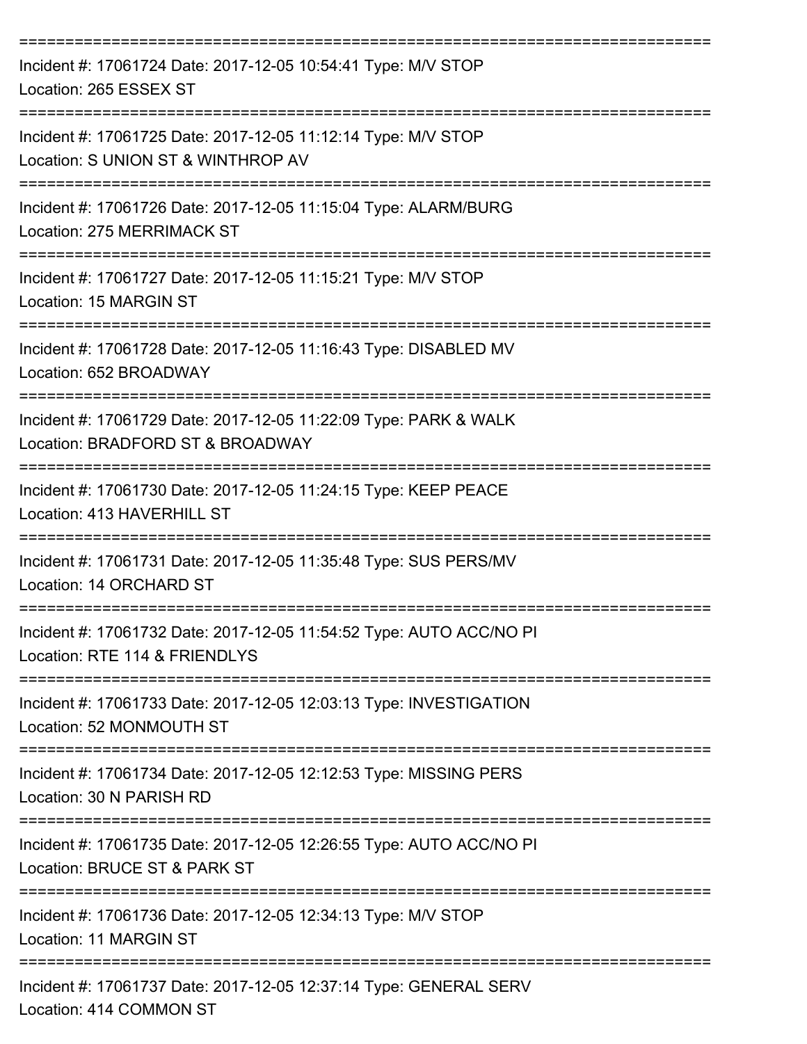===========================================================================

Incident #: 17061724 Date: 2017-12-05 10:54:41 Type: M/V STOP
Location: 265 ESSEX ST

===========================================================================

Incident #: 17061725 Date: 2017-12-05 11:12:14 Type: M/V STOP
Location: S UNION ST & WINTHROP AV

===========================================================================

Incident #: 17061726 Date: 2017-12-05 11:15:04 Type: ALARM/BURG
Location: 275 MERRIMACK ST

===========================================================================

Incident #: 17061727 Date: 2017-12-05 11:15:21 Type: M/V STOP
Location: 15 MARGIN ST

===========================================================================

Incident #: 17061728 Date: 2017-12-05 11:16:43 Type: DISABLED MV
Location: 652 BROADWAY

===========================================================================

Incident #: 17061729 Date: 2017-12-05 11:22:09 Type: PARK & WALK
Location: BRADFORD ST & BROADWAY

===========================================================================

Incident #: 17061730 Date: 2017-12-05 11:24:15 Type: KEEP PEACE
Location: 413 HAVERHILL ST

===========================================================================

Incident #: 17061731 Date: 2017-12-05 11:35:48 Type: SUS PERS/MV
Location: 14 ORCHARD ST

===========================================================================

Incident #: 17061732 Date: 2017-12-05 11:54:52 Type: AUTO ACC/NO PI
Location: RTE 114 & FRIENDLYS

===========================================================================

Incident #: 17061733 Date: 2017-12-05 12:03:13 Type: INVESTIGATION
Location: 52 MONMOUTH ST

===========================================================================

Incident #: 17061734 Date: 2017-12-05 12:12:53 Type: MISSING PERS
Location: 30 N PARISH RD

===========================================================================

Incident #: 17061735 Date: 2017-12-05 12:26:55 Type: AUTO ACC/NO PI
Location: BRUCE ST & PARK ST

===========================================================================

Incident #: 17061736 Date: 2017-12-05 12:34:13 Type: M/V STOP
Location: 11 MARGIN ST

===========================================================================

Incident #: 17061737 Date: 2017-12-05 12:37:14 Type: GENERAL SERV
Location: 414 COMMON ST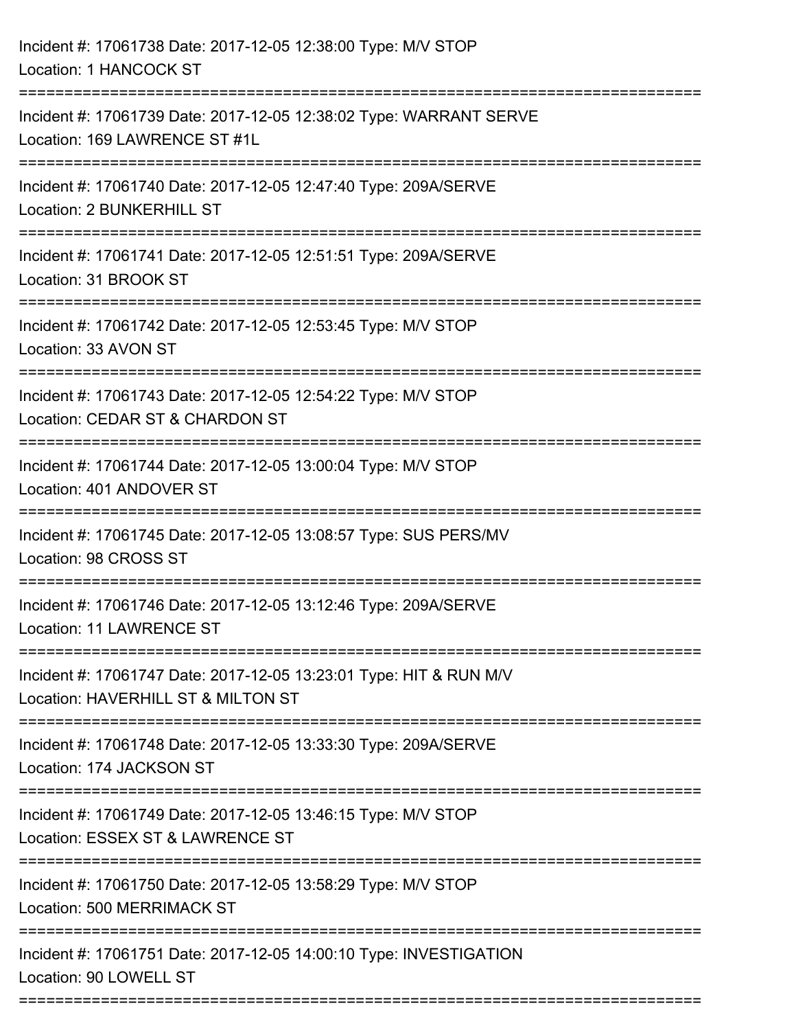Incident #: 17061738 Date: 2017-12-05 12:38:00 Type: M/V STOP
Location: 1 HANCOCK ST

===========================================================================

Incident #: 17061739 Date: 2017-12-05 12:38:02 Type: WARRANT SERVE
Location: 169 LAWRENCE ST #1L

===========================================================================

Incident #: 17061740 Date: 2017-12-05 12:47:40 Type: 209A/SERVE
Location: 2 BUNKERHILL ST

===========================================================================

Incident #: 17061741 Date: 2017-12-05 12:51:51 Type: 209A/SERVE
Location: 31 BROOK ST

===========================================================================

Incident #: 17061742 Date: 2017-12-05 12:53:45 Type: M/V STOP
Location: 33 AVON ST

===========================================================================

Incident #: 17061743 Date: 2017-12-05 12:54:22 Type: M/V STOP
Location: CEDAR ST & CHARDON ST

===========================================================================

Incident #: 17061744 Date: 2017-12-05 13:00:04 Type: M/V STOP
Location: 401 ANDOVER ST

===========================================================================

Incident #: 17061745 Date: 2017-12-05 13:08:57 Type: SUS PERS/MV
Location: 98 CROSS ST

===========================================================================

Incident #: 17061746 Date: 2017-12-05 13:12:46 Type: 209A/SERVE
Location: 11 LAWRENCE ST

===========================================================================

Incident #: 17061747 Date: 2017-12-05 13:23:01 Type: HIT & RUN M/V
Location: HAVERHILL ST & MILTON ST

===========================================================================

Incident #: 17061748 Date: 2017-12-05 13:33:30 Type: 209A/SERVE
Location: 174 JACKSON ST

===========================================================================

Incident #: 17061749 Date: 2017-12-05 13:46:15 Type: M/V STOP
Location: ESSEX ST & LAWRENCE ST

===========================================================================

Incident #: 17061750 Date: 2017-12-05 13:58:29 Type: M/V STOP
Location: 500 MERRIMACK ST

===========================================================================

Incident #: 17061751 Date: 2017-12-05 14:00:10 Type: INVESTIGATION
Location: 90 LOWELL ST

===========================================================================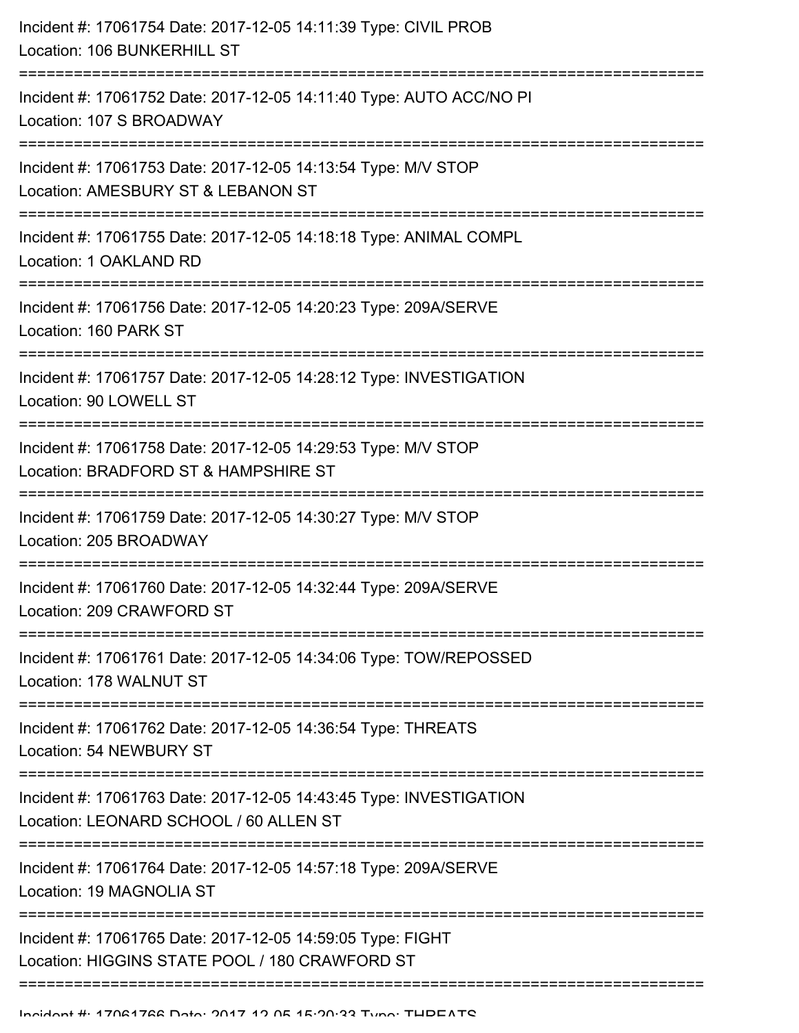Incident #: 17061754 Date: 2017-12-05 14:11:39 Type: CIVIL PROB
Location: 106 BUNKERHILL ST

===========================================================================

Incident #: 17061752 Date: 2017-12-05 14:11:40 Type: AUTO ACC/NO PI
Location: 107 S BROADWAY

===========================================================================

Incident #: 17061753 Date: 2017-12-05 14:13:54 Type: M/V STOP
Location: AMESBURY ST & LEBANON ST

===========================================================================

Incident #: 17061755 Date: 2017-12-05 14:18:18 Type: ANIMAL COMPL
Location: 1 OAKLAND RD

===========================================================================

Incident #: 17061756 Date: 2017-12-05 14:20:23 Type: 209A/SERVE
Location: 160 PARK ST

===========================================================================

Incident #: 17061757 Date: 2017-12-05 14:28:12 Type: INVESTIGATION
Location: 90 LOWELL ST

===========================================================================

Incident #: 17061758 Date: 2017-12-05 14:29:53 Type: M/V STOP
Location: BRADFORD ST & HAMPSHIRE ST

===========================================================================

Incident #: 17061759 Date: 2017-12-05 14:30:27 Type: M/V STOP
Location: 205 BROADWAY

===========================================================================

Incident #: 17061760 Date: 2017-12-05 14:32:44 Type: 209A/SERVE
Location: 209 CRAWFORD ST

===========================================================================

Incident #: 17061761 Date: 2017-12-05 14:34:06 Type: TOW/REPOSSED
Location: 178 WALNUT ST

===========================================================================

Incident #: 17061762 Date: 2017-12-05 14:36:54 Type: THREATS
Location: 54 NEWBURY ST

===========================================================================

Incident #: 17061763 Date: 2017-12-05 14:43:45 Type: INVESTIGATION
Location: LEONARD SCHOOL / 60 ALLEN ST

===========================================================================

Incident #: 17061764 Date: 2017-12-05 14:57:18 Type: 209A/SERVE
Location: 19 MAGNOLIA ST

===========================================================================

Incident #: 17061765 Date: 2017-12-05 14:59:05 Type: FIGHT
Location: HIGGINS STATE POOL / 180 CRAWFORD ST

===========================================================================

Incident #: 17061766 Date: 2017-12-05 15:20:33 Type: THREATS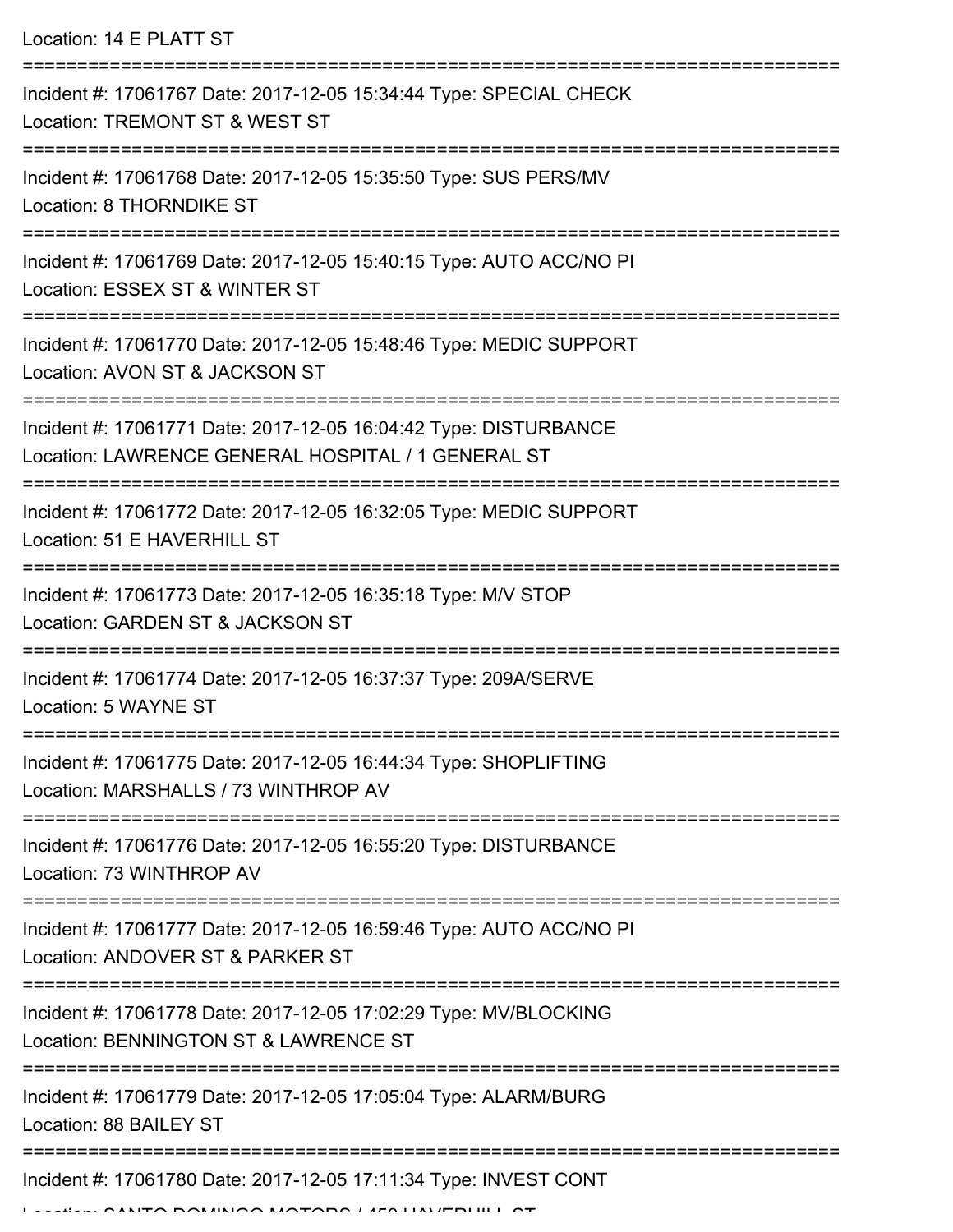Location: 14 E PLATT ST

===========================================================================

Incident #: 17061767 Date: 2017-12-05 15:34:44 Type: SPECIAL CHECK
Location: TREMONT ST & WEST ST

===========================================================================

Incident #: 17061768 Date: 2017-12-05 15:35:50 Type: SUS PERS/MV
Location: 8 THORNDIKE ST

===========================================================================

Incident #: 17061769 Date: 2017-12-05 15:40:15 Type: AUTO ACC/NO PI
Location: ESSEX ST & WINTER ST

===========================================================================

Incident #: 17061770 Date: 2017-12-05 15:48:46 Type: MEDIC SUPPORT
Location: AVON ST & JACKSON ST

===========================================================================

Incident #: 17061771 Date: 2017-12-05 16:04:42 Type: DISTURBANCE
Location: LAWRENCE GENERAL HOSPITAL / 1 GENERAL ST

===========================================================================

Incident #: 17061772 Date: 2017-12-05 16:32:05 Type: MEDIC SUPPORT
Location: 51 E HAVERHILL ST

===========================================================================

Incident #: 17061773 Date: 2017-12-05 16:35:18 Type: M/V STOP
Location: GARDEN ST & JACKSON ST

===========================================================================

Incident #: 17061774 Date: 2017-12-05 16:37:37 Type: 209A/SERVE
Location: 5 WAYNE ST

===========================================================================

Incident #: 17061775 Date: 2017-12-05 16:44:34 Type: SHOPLIFTING
Location: MARSHALLS / 73 WINTHROP AV

===========================================================================

Incident #: 17061776 Date: 2017-12-05 16:55:20 Type: DISTURBANCE
Location: 73 WINTHROP AV

===========================================================================

Incident #: 17061777 Date: 2017-12-05 16:59:46 Type: AUTO ACC/NO PI
Location: ANDOVER ST & PARKER ST

===========================================================================

Incident #: 17061778 Date: 2017-12-05 17:02:29 Type: MV/BLOCKING
Location: BENNINGTON ST & LAWRENCE ST

===========================================================================

Incident #: 17061779 Date: 2017-12-05 17:05:04 Type: ALARM/BURG
Location: 88 BAILEY ST

===========================================================================

Incident #: 17061780 Date: 2017-12-05 17:11:34 Type: INVEST CONT
Location: SANTO DOMINGO MOTORS / 450 HAVERHILL ST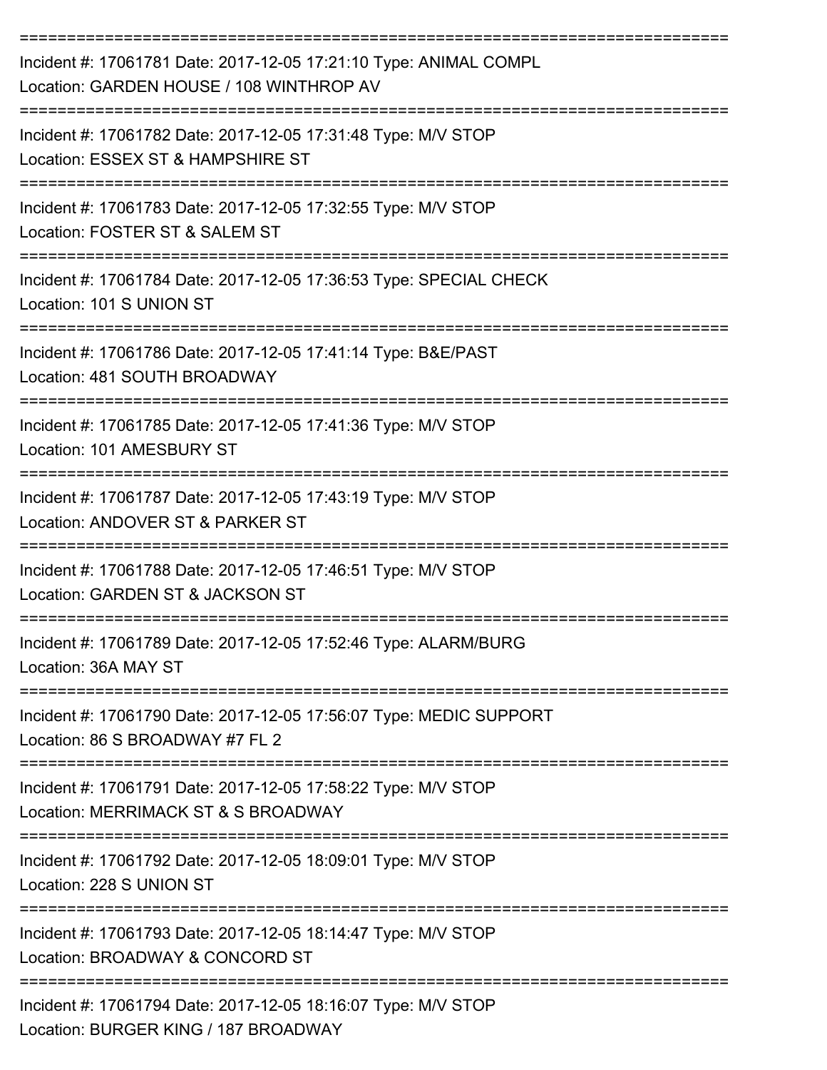===========================================================================

Incident #: 17061781 Date: 2017-12-05 17:21:10 Type: ANIMAL COMPL
Location: GARDEN HOUSE / 108 WINTHROP AV

===========================================================================

Incident #: 17061782 Date: 2017-12-05 17:31:48 Type: M/V STOP
Location: ESSEX ST & HAMPSHIRE ST

===========================================================================

Incident #: 17061783 Date: 2017-12-05 17:32:55 Type: M/V STOP
Location: FOSTER ST & SALEM ST

===========================================================================

Incident #: 17061784 Date: 2017-12-05 17:36:53 Type: SPECIAL CHECK
Location: 101 S UNION ST

===========================================================================

Incident #: 17061786 Date: 2017-12-05 17:41:14 Type: B&E/PAST
Location: 481 SOUTH BROADWAY

===========================================================================

Incident #: 17061785 Date: 2017-12-05 17:41:36 Type: M/V STOP
Location: 101 AMESBURY ST

===========================================================================

Incident #: 17061787 Date: 2017-12-05 17:43:19 Type: M/V STOP
Location: ANDOVER ST & PARKER ST

===========================================================================

Incident #: 17061788 Date: 2017-12-05 17:46:51 Type: M/V STOP
Location: GARDEN ST & JACKSON ST

===========================================================================

Incident #: 17061789 Date: 2017-12-05 17:52:46 Type: ALARM/BURG
Location: 36A MAY ST

===========================================================================

Incident #: 17061790 Date: 2017-12-05 17:56:07 Type: MEDIC SUPPORT
Location: 86 S BROADWAY #7 FL 2

===========================================================================

Incident #: 17061791 Date: 2017-12-05 17:58:22 Type: M/V STOP
Location: MERRIMACK ST & S BROADWAY

===========================================================================

Incident #: 17061792 Date: 2017-12-05 18:09:01 Type: M/V STOP
Location: 228 S UNION ST

===========================================================================

Incident #: 17061793 Date: 2017-12-05 18:14:47 Type: M/V STOP
Location: BROADWAY & CONCORD ST

===========================================================================

Incident #: 17061794 Date: 2017-12-05 18:16:07 Type: M/V STOP
Location: BURGER KING / 187 BROADWAY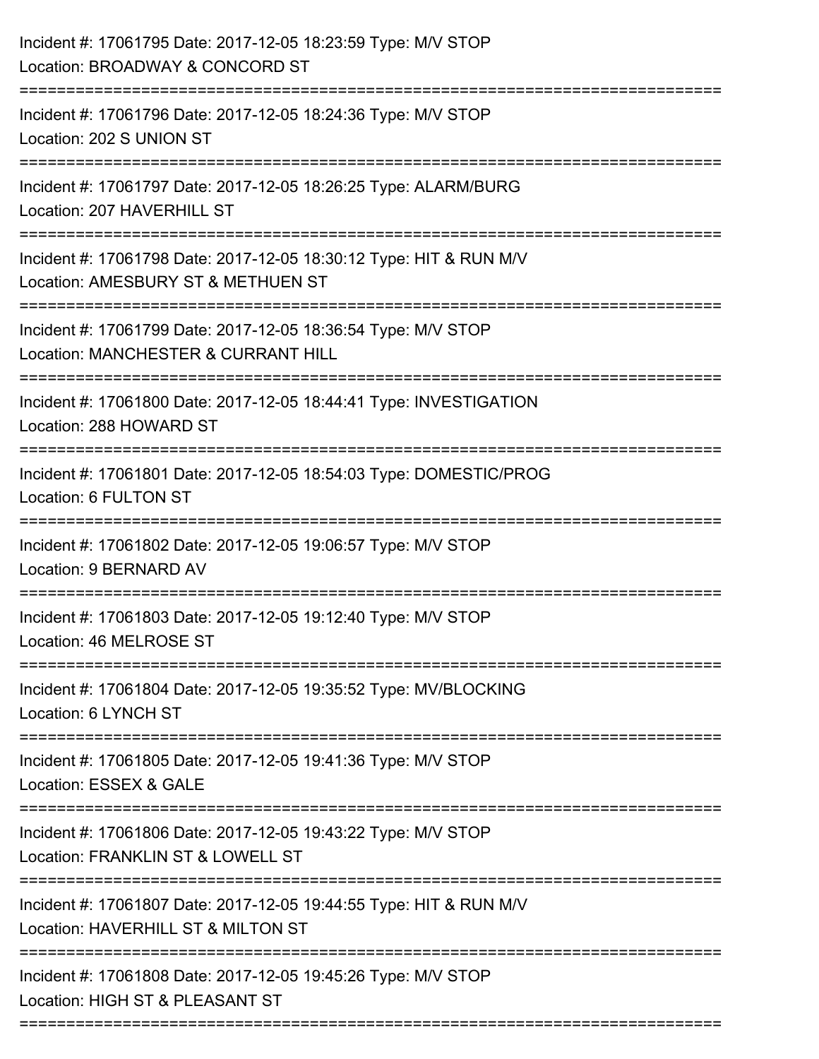Incident #: 17061795 Date: 2017-12-05 18:23:59 Type: M/V STOP
Location: BROADWAY & CONCORD ST

===========================================================================

Incident #: 17061796 Date: 2017-12-05 18:24:36 Type: M/V STOP
Location: 202 S UNION ST

===========================================================================

Incident #: 17061797 Date: 2017-12-05 18:26:25 Type: ALARM/BURG
Location: 207 HAVERHILL ST

===========================================================================

Incident #: 17061798 Date: 2017-12-05 18:30:12 Type: HIT & RUN M/V
Location: AMESBURY ST & METHUEN ST

===========================================================================

Incident #: 17061799 Date: 2017-12-05 18:36:54 Type: M/V STOP
Location: MANCHESTER & CURRANT HILL

===========================================================================

Incident #: 17061800 Date: 2017-12-05 18:44:41 Type: INVESTIGATION
Location: 288 HOWARD ST

===========================================================================

Incident #: 17061801 Date: 2017-12-05 18:54:03 Type: DOMESTIC/PROG
Location: 6 FULTON ST

===========================================================================

Incident #: 17061802 Date: 2017-12-05 19:06:57 Type: M/V STOP
Location: 9 BERNARD AV

===========================================================================

Incident #: 17061803 Date: 2017-12-05 19:12:40 Type: M/V STOP
Location: 46 MELROSE ST

===========================================================================

Incident #: 17061804 Date: 2017-12-05 19:35:52 Type: MV/BLOCKING
Location: 6 LYNCH ST

===========================================================================

Incident #: 17061805 Date: 2017-12-05 19:41:36 Type: M/V STOP
Location: ESSEX & GALE

===========================================================================

Incident #: 17061806 Date: 2017-12-05 19:43:22 Type: M/V STOP
Location: FRANKLIN ST & LOWELL ST

===========================================================================

Incident #: 17061807 Date: 2017-12-05 19:44:55 Type: HIT & RUN M/V
Location: HAVERHILL ST & MILTON ST

===========================================================================

Incident #: 17061808 Date: 2017-12-05 19:45:26 Type: M/V STOP
Location: HIGH ST & PLEASANT ST

===========================================================================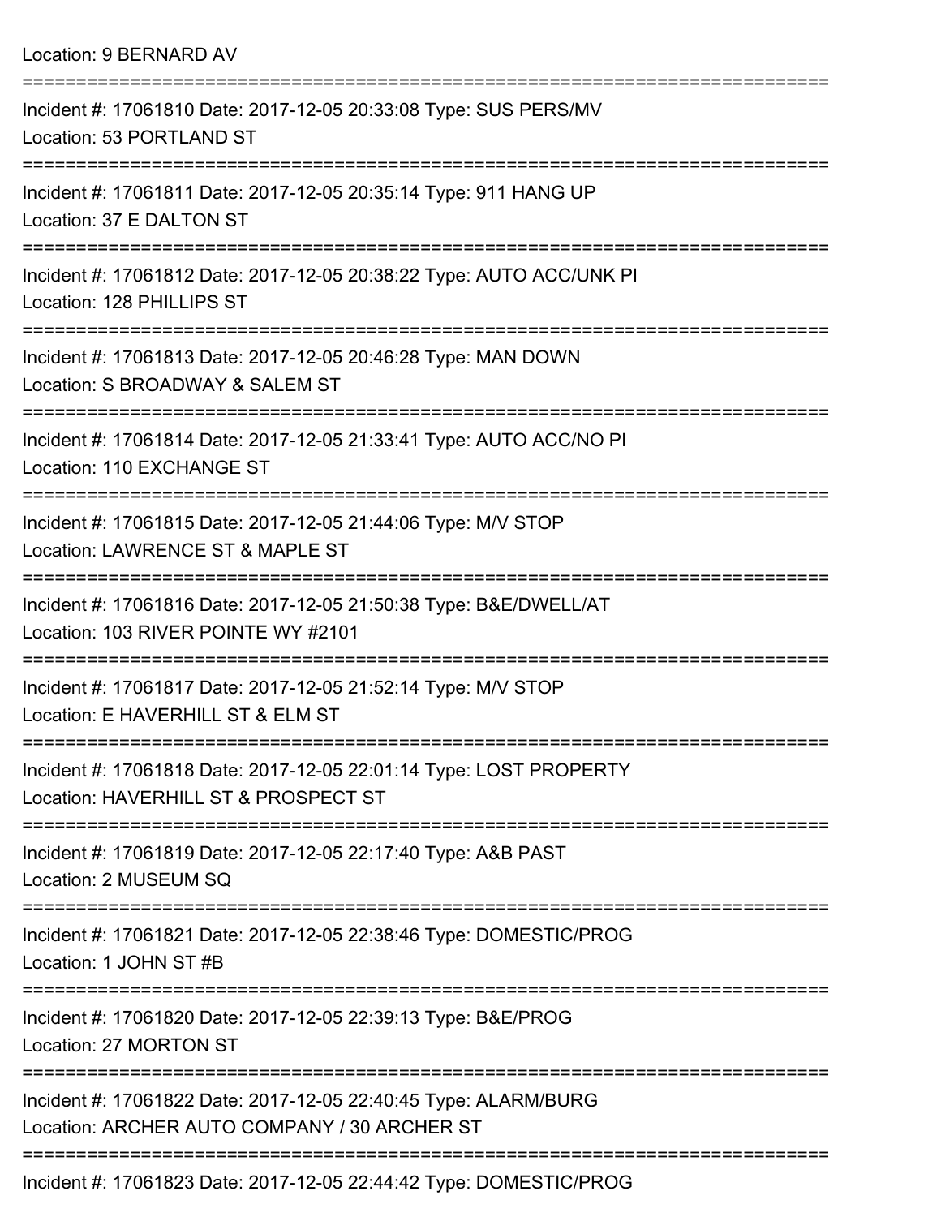Location: 9 BERNARD AV

===========================================================================

Incident #: 17061810 Date: 2017-12-05 20:33:08 Type: SUS PERS/MV
Location: 53 PORTLAND ST

===========================================================================

Incident #: 17061811 Date: 2017-12-05 20:35:14 Type: 911 HANG UP
Location: 37 E DALTON ST

===========================================================================

Incident #: 17061812 Date: 2017-12-05 20:38:22 Type: AUTO ACC/UNK PI
Location: 128 PHILLIPS ST

===========================================================================

Incident #: 17061813 Date: 2017-12-05 20:46:28 Type: MAN DOWN
Location: S BROADWAY & SALEM ST

===========================================================================

Incident #: 17061814 Date: 2017-12-05 21:33:41 Type: AUTO ACC/NO PI
Location: 110 EXCHANGE ST

===========================================================================

Incident #: 17061815 Date: 2017-12-05 21:44:06 Type: M/V STOP
Location: LAWRENCE ST & MAPLE ST

===========================================================================

Incident #: 17061816 Date: 2017-12-05 21:50:38 Type: B&E/DWELL/AT
Location: 103 RIVER POINTE WY #2101

===========================================================================

Incident #: 17061817 Date: 2017-12-05 21:52:14 Type: M/V STOP
Location: E HAVERHILL ST & ELM ST

===========================================================================

Incident #: 17061818 Date: 2017-12-05 22:01:14 Type: LOST PROPERTY
Location: HAVERHILL ST & PROSPECT ST

===========================================================================

Incident #: 17061819 Date: 2017-12-05 22:17:40 Type: A&B PAST
Location: 2 MUSEUM SQ

===========================================================================

Incident #: 17061821 Date: 2017-12-05 22:38:46 Type: DOMESTIC/PROG
Location: 1 JOHN ST #B

===========================================================================

Incident #: 17061820 Date: 2017-12-05 22:39:13 Type: B&E/PROG
Location: 27 MORTON ST

===========================================================================

Incident #: 17061822 Date: 2017-12-05 22:40:45 Type: ALARM/BURG
Location: ARCHER AUTO COMPANY / 30 ARCHER ST

===========================================================================

Incident #: 17061823 Date: 2017-12-05 22:44:42 Type: DOMESTIC/PROG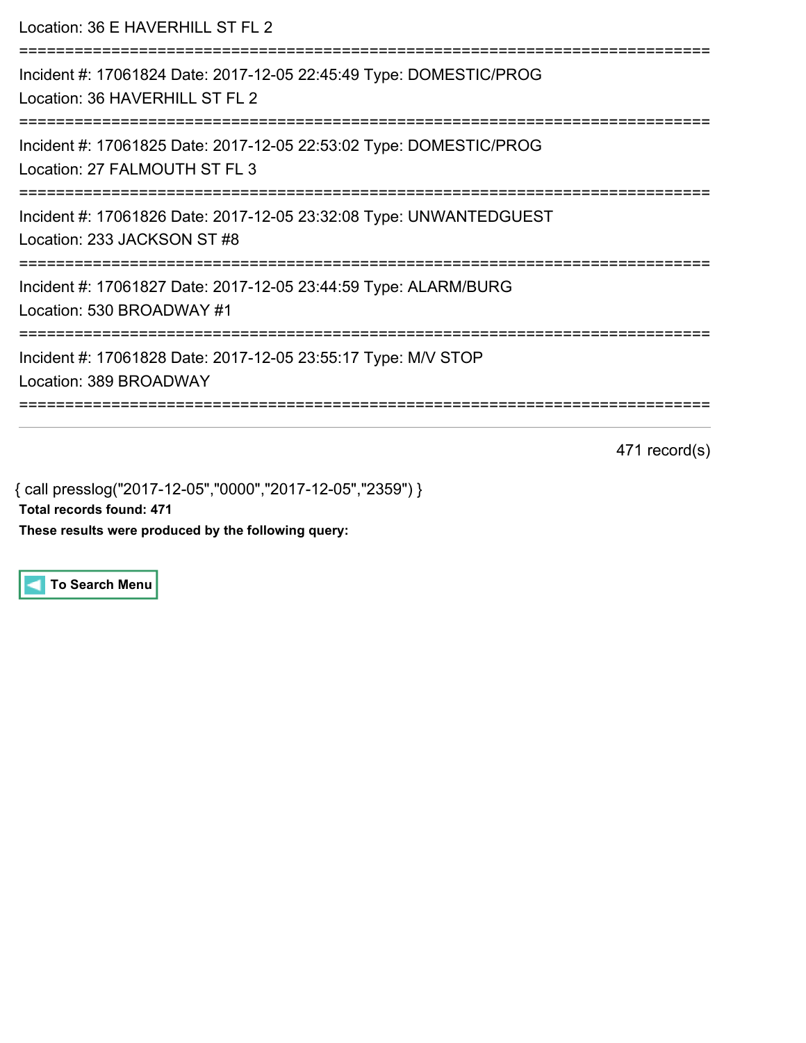Location: 36 E HAVERHILL ST FL 2

===========================================================================

Incident #: 17061824 Date: 2017-12-05 22:45:49 Type: DOMESTIC/PROG

Location: 36 HAVERHILL ST FL 2

===========================================================================

Incident #: 17061825 Date: 2017-12-05 22:53:02 Type: DOMESTIC/PROG

Location: 27 FALMOUTH ST FL 3

===========================================================================

Incident #: 17061826 Date: 2017-12-05 23:32:08 Type: UNWANTEDGUEST

Location: 233 JACKSON ST #8

===========================================================================

Incident #: 17061827 Date: 2017-12-05 23:44:59 Type: ALARM/BURG

Location: 530 BROADWAY #1

===========================================================================

Incident #: 17061828 Date: 2017-12-05 23:55:17 Type: M/V STOP

Location: 389 BROADWAY

===========================================================================

471 record(s)

{ call presslog("2017-12-05","0000","2017-12-05","2359") }

**Total records found: 471**

**These results were produced by the following query:**

**To Search Menu**